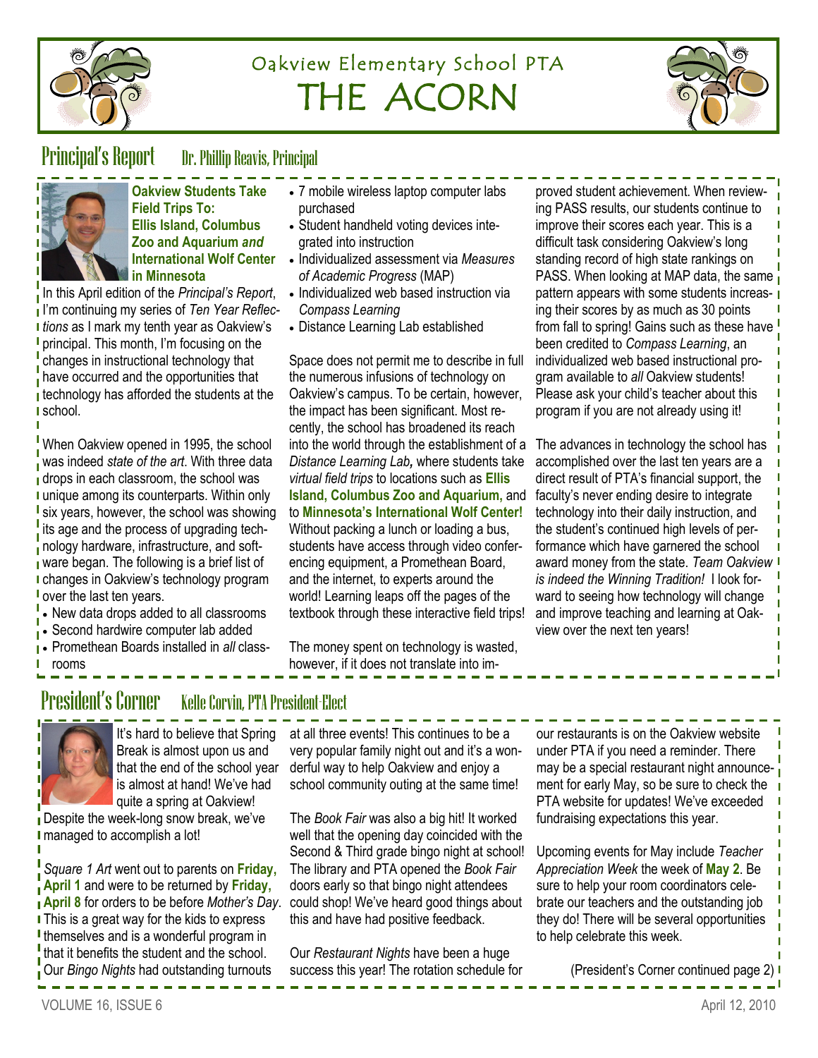# Oakview Elementary School PTA
# THE ACORN

## Principal's Report — Dr. Phillip Reavis, Principal

**Oakview Students Take Field Trips To: Ellis Island, Columbus Zoo and Aquarium *and* International Wolf Center in Minnesota**

In this April edition of the *Principal's Report*, I'm continuing my series of *Ten Year Reflections* as I mark my tenth year as Oakview's principal. This month, I'm focusing on the changes in instructional technology that have occurred and the opportunities that technology has afforded the students at the school.

When Oakview opened in 1995, the school was indeed *state of the art*. With three data drops in each classroom, the school was unique among its counterparts. Within only six years, however, the school was showing its age and the process of upgrading technology hardware, infrastructure, and software began. The following is a brief list of changes in Oakview's technology program over the last ten years.

- New data drops added to all classrooms
- Second hardwire computer lab added
- Promethean Boards installed in *all* classrooms
- 7 mobile wireless laptop computer labs purchased
- Student handheld voting devices integrated into instruction
- Individualized assessment via *Measures of Academic Progress* (MAP)
- Individualized web based instruction via *Compass Learning*
- Distance Learning Lab established

Space does not permit me to describe in full the numerous infusions of technology on Oakview's campus. To be certain, however, the impact has been significant. Most recently, the school has broadened its reach into the world through the establishment of a *Distance Learning Lab,* where students take *virtual field trips* to locations such as **Ellis Island, Columbus Zoo and Aquarium,** and to **Minnesota's International Wolf Center!** Without packing a lunch or loading a bus, students have access through video conferencing equipment, a Promethean Board, and the internet, to experts around the world! Learning leaps off the pages of the textbook through these interactive field trips!

The money spent on technology is wasted, however, if it does not translate into improved student achievement. When reviewing PASS results, our students continue to improve their scores each year. This is a difficult task considering Oakview's long standing record of high state rankings on PASS. When looking at MAP data, the same pattern appears with some students increasing their scores by as much as 30 points from fall to spring! Gains such as these have been credited to *Compass Learning*, an individualized web based instructional program available to *all* Oakview students! Please ask your child's teacher about this program if you are not already using it!

The advances in technology the school has accomplished over the last ten years are a direct result of PTA's financial support, the faculty's never ending desire to integrate technology into their daily instruction, and the student's continued high levels of performance which have garnered the school award money from the state. *Team Oakview is indeed the Winning Tradition!* I look forward to seeing how technology will change and improve teaching and learning at Oakview over the next ten years!

## President's Corner — Kelle Corvin, PTA President-Elect

It's hard to believe that Spring Break is almost upon us and that the end of the school year is almost at hand! We've had quite a spring at Oakview! Despite the week-long snow break, we've managed to accomplish a lot!

*Square 1 Art* went out to parents on **Friday, April 1** and were to be returned by **Friday, April 8** for orders to be before *Mother's Day*. This is a great way for the kids to express themselves and is a wonderful program in that it benefits the student and the school. Our *Bingo Nights* had outstanding turnouts at all three events! This continues to be a very popular family night out and it's a wonderful way to help Oakview and enjoy a school community outing at the same time!

The *Book Fair* was also a big hit! It worked well that the opening day coincided with the Second & Third grade bingo night at school! The library and PTA opened the *Book Fair* doors early so that bingo night attendees could shop! We've heard good things about this and have had positive feedback.

Our *Restaurant Nights* have been a huge success this year! The rotation schedule for our restaurants is on the Oakview website under PTA if you need a reminder. There may be a special restaurant night announcement for early May, so be sure to check the PTA website for updates! We've exceeded fundraising expectations this year.

Upcoming events for May include *Teacher Appreciation Week* the week of **May 2**. Be sure to help your room coordinators celebrate our teachers and the outstanding job they do! There will be several opportunities to help celebrate this week.

(President's Corner continued page 2)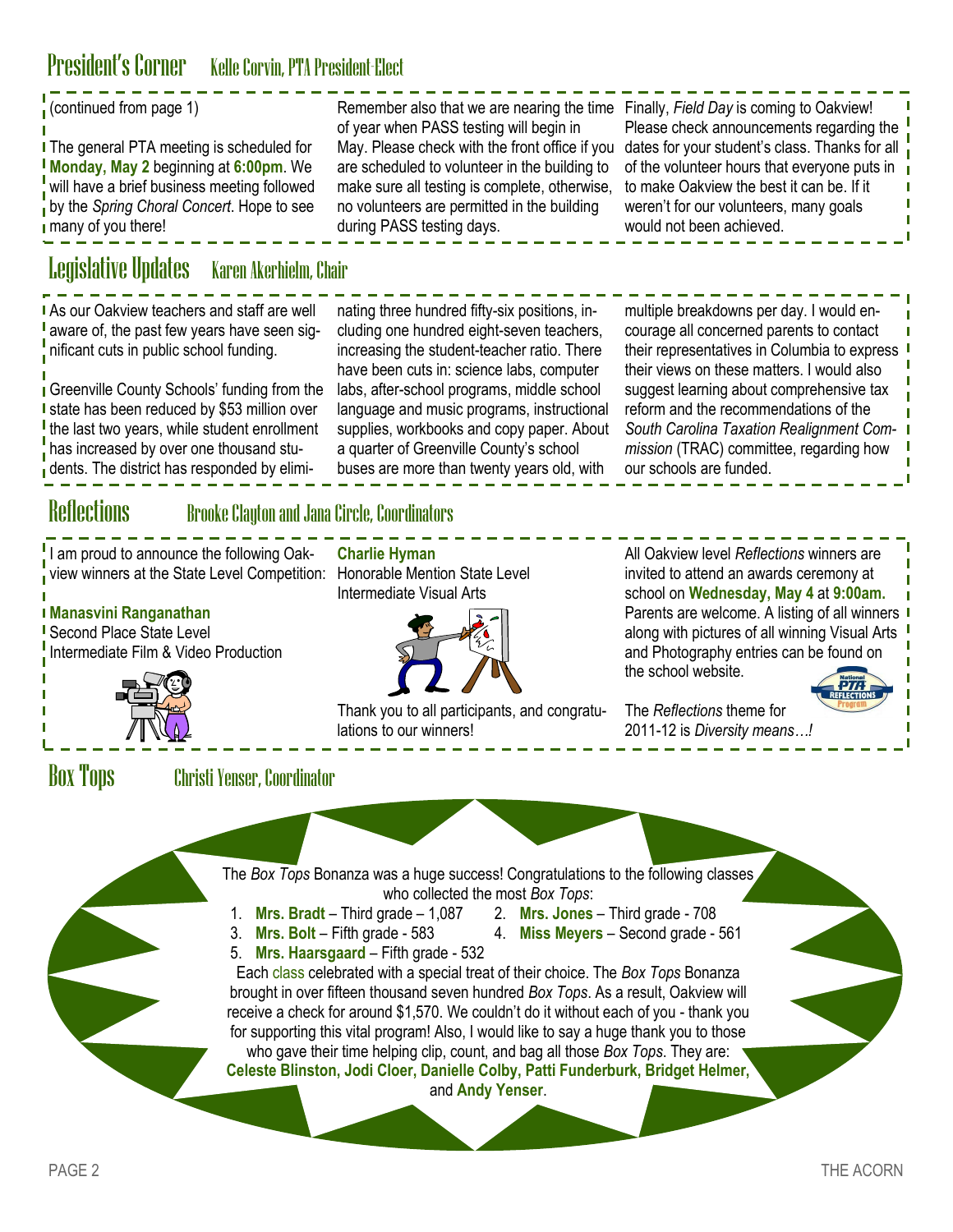## President's Corner — Kelle Corvin, PTA President-Elect

(continued from page 1)

The general PTA meeting is scheduled for **Monday, May 2** beginning at **6:00pm**. We will have a brief business meeting followed by the *Spring Choral Concert*. Hope to see many of you there!

Remember also that we are nearing the time of year when PASS testing will begin in May. Please check with the front office if you are scheduled to volunteer in the building to make sure all testing is complete, otherwise, no volunteers are permitted in the building during PASS testing days.

Finally, *Field Day* is coming to Oakview! Please check announcements regarding the dates for your student's class. Thanks for all of the volunteer hours that everyone puts in to make Oakview the best it can be. If it weren't for our volunteers, many goals would not been achieved.

## Legislative Updates — Karen Akerhielm, Chair

As our Oakview teachers and staff are well aware of, the past few years have seen significant cuts in public school funding.

Greenville County Schools' funding from the state has been reduced by $53 million over the last two years, while student enrollment has increased by over one thousand students. The district has responded by eliminating three hundred fifty-six positions, including one hundred eight-seven teachers, increasing the student-teacher ratio. There have been cuts in: science labs, computer labs, after-school programs, middle school language and music programs, instructional supplies, workbooks and copy paper. About a quarter of Greenville County's school buses are more than twenty years old, with multiple breakdowns per day. I would encourage all concerned parents to contact their representatives in Columbia to express their views on these matters. I would also suggest learning about comprehensive tax reform and the recommendations of the *South Carolina Taxation Realignment Commission* (TRAC) committee, regarding how our schools are funded.

## Reflections — Brooke Clayton and Jana Circle, Coordinators

I am proud to announce the following Oakview winners at the State Level Competition:

**Manasvini Ranganathan**
Second Place State Level
Intermediate Film & Video Production

**Charlie Hyman**
Honorable Mention State Level
Intermediate Visual Arts

Thank you to all participants, and congratulations to our winners!

All Oakview level *Reflections* winners are invited to attend an awards ceremony at school on **Wednesday, May 4** at **9:00am.** Parents are welcome. A listing of all winners along with pictures of all winning Visual Arts and Photography entries can be found on the school website.

The *Reflections* theme for 2011-12 is *Diversity means…!*

## Box Tops — Christi Yenser, Coordinator

The *Box Tops* Bonanza was a huge success! Congratulations to the following classes who collected the most *Box Tops*:

1. **Mrs. Bradt** – Third grade – 1,087
2. **Mrs. Jones** – Third grade - 708
3. **Mrs. Bolt** – Fifth grade - 583
4. **Miss Meyers** – Second grade - 561
5. **Mrs. Haarsgaard** – Fifth grade - 532

Each class celebrated with a special treat of their choice. The *Box Tops* Bonanza brought in over fifteen thousand seven hundred *Box Tops*. As a result, Oakview will receive a check for around $1,570. We couldn't do it without each of you - thank you for supporting this vital program! Also, I would like to say a huge thank you to those who gave their time helping clip, count, and bag all those *Box Tops*. They are: **Celeste Blinston, Jodi Cloer, Danielle Colby, Patti Funderburk, Bridget Helmer,** and **Andy Yenser**.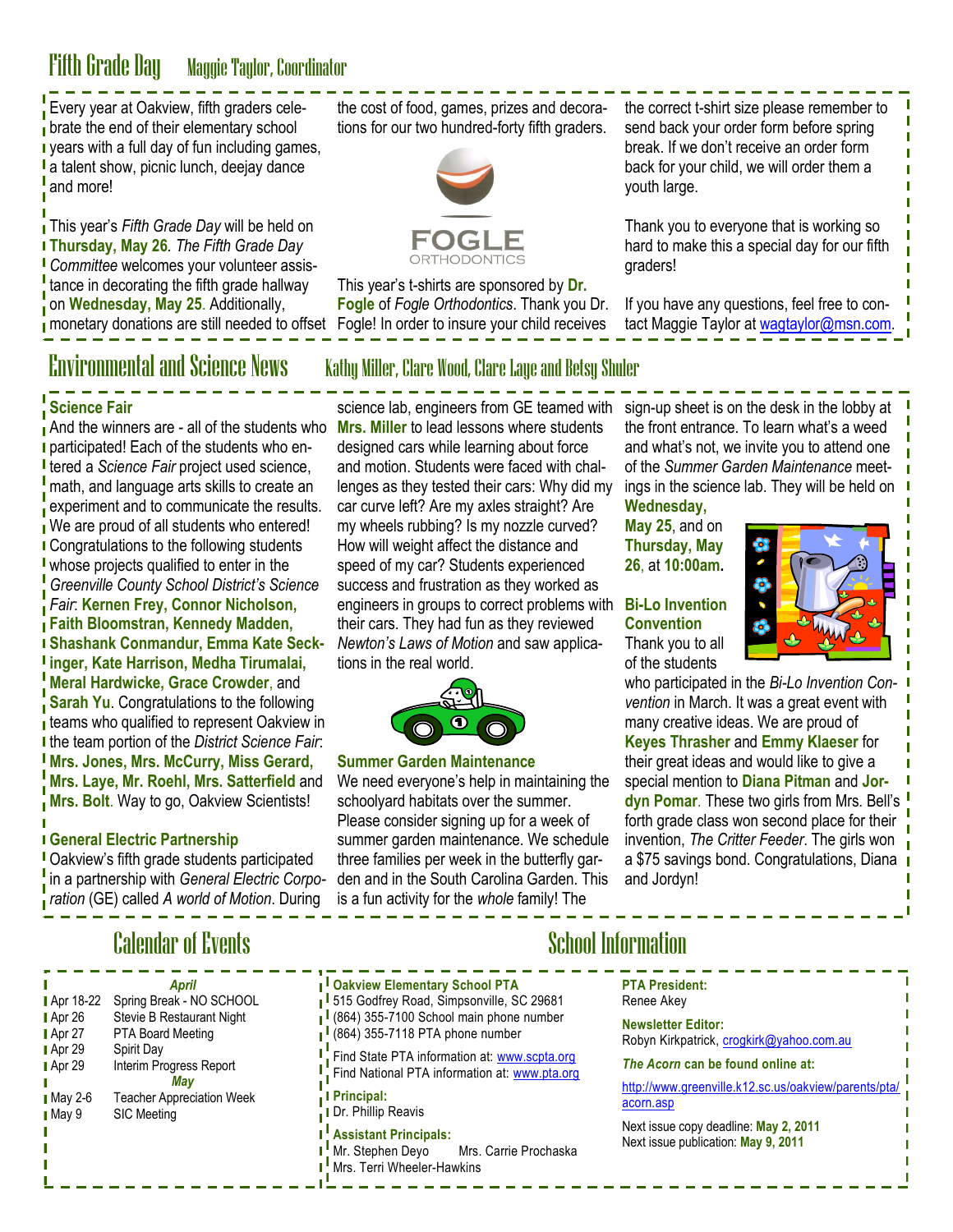## Fifth Grade Day

Maggie Taylor, Coordinator

Every year at Oakview, fifth graders celebrate the end of their elementary school years with a full day of fun including games, a talent show, picnic lunch, deejay dance and more!

This year's *Fifth Grade Day* will be held on **Thursday, May 26**. *The Fifth Grade Day Committee* welcomes your volunteer assistance in decorating the fifth grade hallway on **Wednesday, May 25**. Additionally, monetary donations are still needed to offset the cost of food, games, prizes and decorations for our two hundred-forty fifth graders.

FOGLE ORTHODONTICS

This year's t-shirts are sponsored by **Dr. Fogle** of *Fogle Orthodontics*. Thank you Dr. Fogle! In order to insure your child receives the correct t-shirt size please remember to send back your order form before spring break. If we don't receive an order form back for your child, we will order them a youth large.

Thank you to everyone that is working so hard to make this a special day for our fifth graders!

If you have any questions, feel free to contact Maggie Taylor at wagtaylor@msn.com.

## Environmental and Science News

Kathy Miller, Clare Wood, Clare Laye and Betsy Shuler

### Science Fair

And the winners are - all of the students who participated! Each of the students who entered a *Science Fair* project used science, math, and language arts skills to create an experiment and to communicate the results. We are proud of all students who entered! Congratulations to the following students whose projects qualified to enter in the *Greenville County School District's Science Fair*: **Kernen Frey, Connor Nicholson, Faith Bloomstran, Kennedy Madden, Shashank Conmandur, Emma Kate Seckinger, Kate Harrison, Medha Tirumalai, Meral Hardwicke, Grace Crowder**, and **Sarah Yu**. Congratulations to the following teams who qualified to represent Oakview in the team portion of the *District Science Fair*: **Mrs. Jones, Mrs. McCurry, Miss Gerard, Mrs. Laye, Mr. Roehl, Mrs. Satterfield** and **Mrs. Bolt**. Way to go, Oakview Scientists!

### General Electric Partnership

Oakview's fifth grade students participated in a partnership with *General Electric Corporation* (GE) called *A world of Motion*. During science lab, engineers from GE teamed with **Mrs. Miller** to lead lessons where students designed cars while learning about force and motion. Students were faced with challenges as they tested their cars: Why did my car curve left? Are my axles straight? Are my wheels rubbing? Is my nozzle curved? How will weight affect the distance and speed of my car? Students experienced success and frustration as they worked as engineers in groups to correct problems with their cars. They had fun as they reviewed *Newton's Laws of Motion* and saw applications in the real world.

### Summer Garden Maintenance

We need everyone's help in maintaining the schoolyard habitats over the summer. Please consider signing up for a week of summer garden maintenance. We schedule three families per week in the butterfly garden and in the South Carolina Garden. This is a fun activity for the *whole* family! The sign-up sheet is on the desk in the lobby at the front entrance. To learn what's a weed and what's not, we invite you to attend one of the *Summer Garden Maintenance* meetings in the science lab. They will be held on **Wednesday, May 25**, and on **Thursday, May 26**, at **10:00am.**

### Bi-Lo Invention Convention

Thank you to all of the students who participated in the *Bi-Lo Invention Convention* in March. It was a great event with many creative ideas. We are proud of **Keyes Thrasher** and **Emmy Klaeser** for their great ideas and would like to give a special mention to **Diana Pitman** and **Jordyn Pomar**. These two girls from Mrs. Bell's forth grade class won second place for their invention, *The Critter Feeder*. The girls won a $75 savings bond. Congratulations, Diana and Jordyn!

## Calendar of Events

| | |
|---|---|
| | ***April*** |
| Apr 18-22 | Spring Break - NO SCHOOL |
| Apr 26 | Stevie B Restaurant Night |
| Apr 27 | PTA Board Meeting |
| Apr 29 | Spirit Day |
| Apr 29 | Interim Progress Report |
| | ***May*** |
| May 2-6 | Teacher Appreciation Week |
| May 9 | SIC Meeting |

## School Information

**Oakview Elementary School PTA**
515 Godfrey Road, Simpsonville, SC 29681
(864) 355-7100 School main phone number
(864) 355-7118 PTA phone number

Find State PTA information at: www.scpta.org
Find National PTA information at: www.pta.org

**Principal:**
Dr. Phillip Reavis

**Assistant Principals:**
Mr. Stephen Deyo Mrs. Carrie Prochaska
Mrs. Terri Wheeler-Hawkins

**PTA President:**
Renee Akey

**Newsletter Editor:**
Robyn Kirkpatrick, crogkirk@yahoo.com.au

***The Acorn* can be found online at:**

http://www.greenville.k12.sc.us/oakview/parents/pta/acorn.asp

Next issue copy deadline: **May 2, 2011**
Next issue publication: **May 9, 2011**